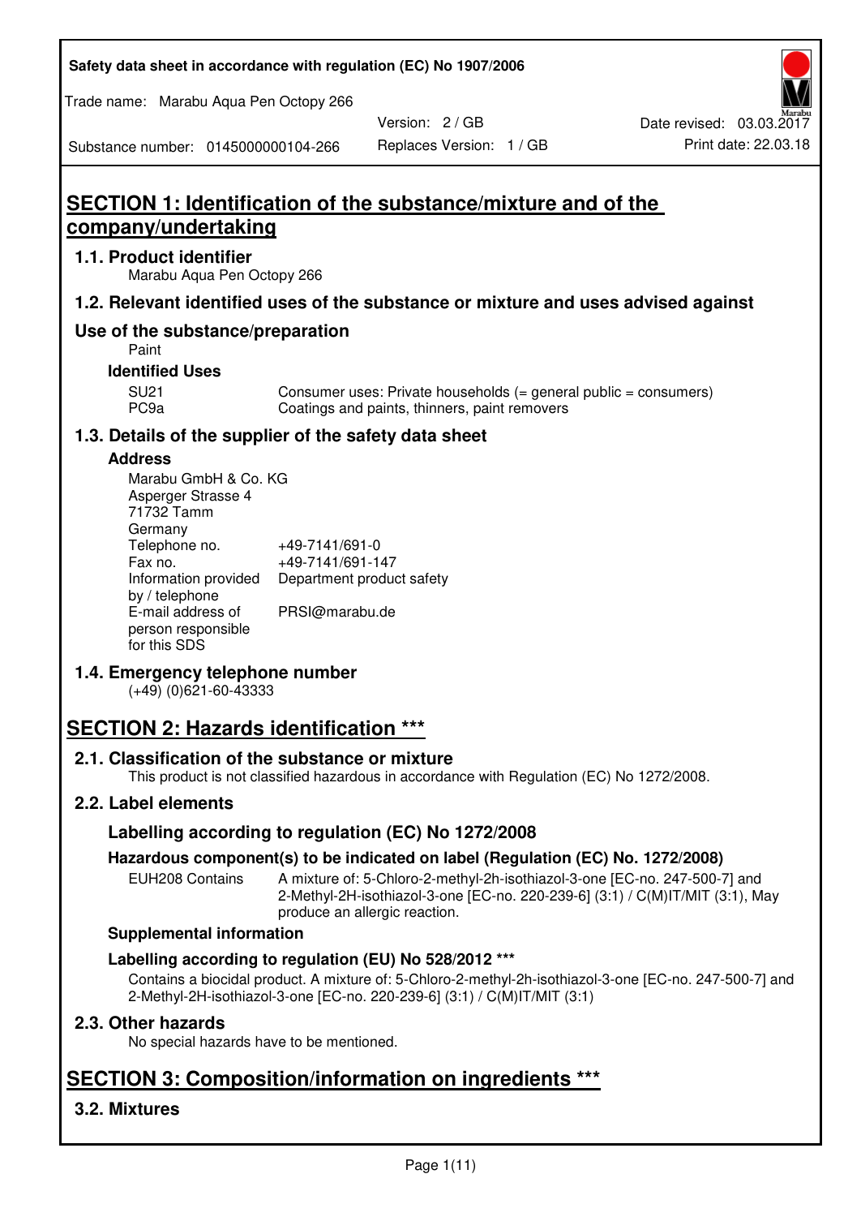Safety data sheet in accordance with regulation (EC) No 1907/2006

Trade name: Marabu Aqua Pen Octopy 266

Substance number: 0145000000104-266

Version: 2 / GB
Replaces Version: 1 / GB

Date revised: 03.03.2017
Print date: 22.03.18

# SECTION 1: Identification of the substance/mixture and of the company/undertaking

## 1.1. Product identifier

Marabu Aqua Pen Octopy 266

## 1.2. Relevant identified uses of the substance or mixture and uses advised against

## Use of the substance/preparation

Paint

### Identified Uses

| | |
|---|---|
| SU21 | Consumer uses: Private households (= general public = consumers) |
| PC9a | Coatings and paints, thinners, paint removers |

## 1.3. Details of the supplier of the safety data sheet

### Address

Marabu GmbH & Co. KG
Asperger Strasse 4
71732 Tamm
Germany

| | |
|---|---|
| Telephone no. | +49-7141/691-0 |
| Fax no. | +49-7141/691-147 |
| Information provided by / telephone | Department product safety |
| E-mail address of person responsible for this SDS | PRSI@marabu.de |

## 1.4. Emergency telephone number

(+49) (0)621-60-43333

# SECTION 2: Hazards identification ***

## 2.1. Classification of the substance or mixture

This product is not classified hazardous in accordance with Regulation (EC) No 1272/2008.

## 2.2. Label elements

### Labelling according to regulation (EC) No 1272/2008

### Hazardous component(s) to be indicated on label (Regulation (EC) No. 1272/2008)

| | |
|---|---|
| EUH208 Contains | A mixture of: 5-Chloro-2-methyl-2h-isothiazol-3-one [EC-no. 247-500-7] and 2-Methyl-2H-isothiazol-3-one [EC-no. 220-239-6] (3:1) / C(M)IT/MIT (3:1), May produce an allergic reaction. |

### Supplemental information

### Labelling according to regulation (EU) No 528/2012 ***

Contains a biocidal product. A mixture of: 5-Chloro-2-methyl-2h-isothiazol-3-one [EC-no. 247-500-7] and 2-Methyl-2H-isothiazol-3-one [EC-no. 220-239-6] (3:1) / C(M)IT/MIT (3:1)

## 2.3. Other hazards

No special hazards have to be mentioned.

# SECTION 3: Composition/information on ingredients ***

## 3.2. Mixtures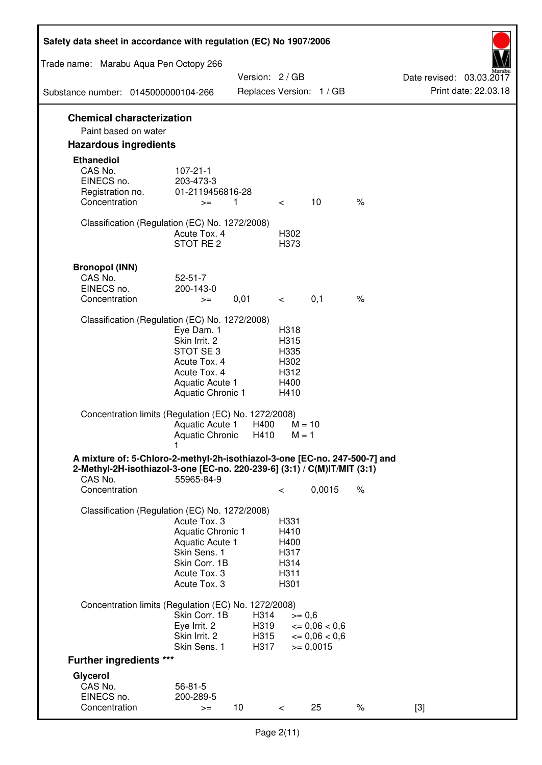## Chemical characterization

Paint based on water

## Hazardous ingredients

### Ethanediol

| | | | | | |
|---|---|---|---|---|---|
| CAS No. | 107-21-1 | | | | |
| EINECS no. | 203-473-3 | | | | |
| Registration no. | 01-2119456816-28 | | | | |
| Concentration | >= | 1 | < | 10 | % |

Classification (Regulation (EC) No. 1272/2008)

| | |
|---|---|
| Acute Tox. 4 | H302 |
| STOT RE 2 | H373 |

### Bronopol (INN)

| | | | | | |
|---|---|---|---|---|---|
| CAS No. | 52-51-7 | | | | |
| EINECS no. | 200-143-0 | | | | |
| Concentration | >= | 0,01 | < | 0,1 | % |

Classification (Regulation (EC) No. 1272/2008)

| | |
|---|---|
| Eye Dam. 1 | H318 |
| Skin Irrit. 2 | H315 |
| STOT SE 3 | H335 |
| Acute Tox. 4 | H302 |
| Acute Tox. 4 | H312 |
| Aquatic Acute 1 | H400 |
| Aquatic Chronic 1 | H410 |

Concentration limits (Regulation (EC) No. 1272/2008)

| | | |
|---|---|---|
| Aquatic Acute 1 | H400 | M = 10 |
| Aquatic Chronic 1 | H410 | M = 1 |

### A mixture of: 5-Chloro-2-methyl-2h-isothiazol-3-one [EC-no. 247-500-7] and 2-Methyl-2H-isothiazol-3-one [EC-no. 220-239-6] (3:1) / C(M)IT/MIT (3:1)

| | | | |
|---|---|---|---|
| CAS No. | 55965-84-9 | | |
| Concentration | < | 0,0015 | % |

Classification (Regulation (EC) No. 1272/2008)

| | |
|---|---|
| Acute Tox. 3 | H331 |
| Aquatic Chronic 1 | H410 |
| Aquatic Acute 1 | H400 |
| Skin Sens. 1 | H317 |
| Skin Corr. 1B | H314 |
| Acute Tox. 3 | H311 |
| Acute Tox. 3 | H301 |

Concentration limits (Regulation (EC) No. 1272/2008)

| | | |
|---|---|---|
| Skin Corr. 1B | H314 | >= 0,6 |
| Eye Irrit. 2 | H319 | <= 0,06 < 0,6 |
| Skin Irrit. 2 | H315 | <= 0,06 < 0,6 |
| Skin Sens. 1 | H317 | >= 0,0015 |

## Further ingredients ***

### Glycerol

| | | | | | | |
|---|---|---|---|---|---|---|
| CAS No. | 56-81-5 | | | | | |
| EINECS no. | 200-289-5 | | | | | |
| Concentration | >= | 10 | < | 25 | % | [3] |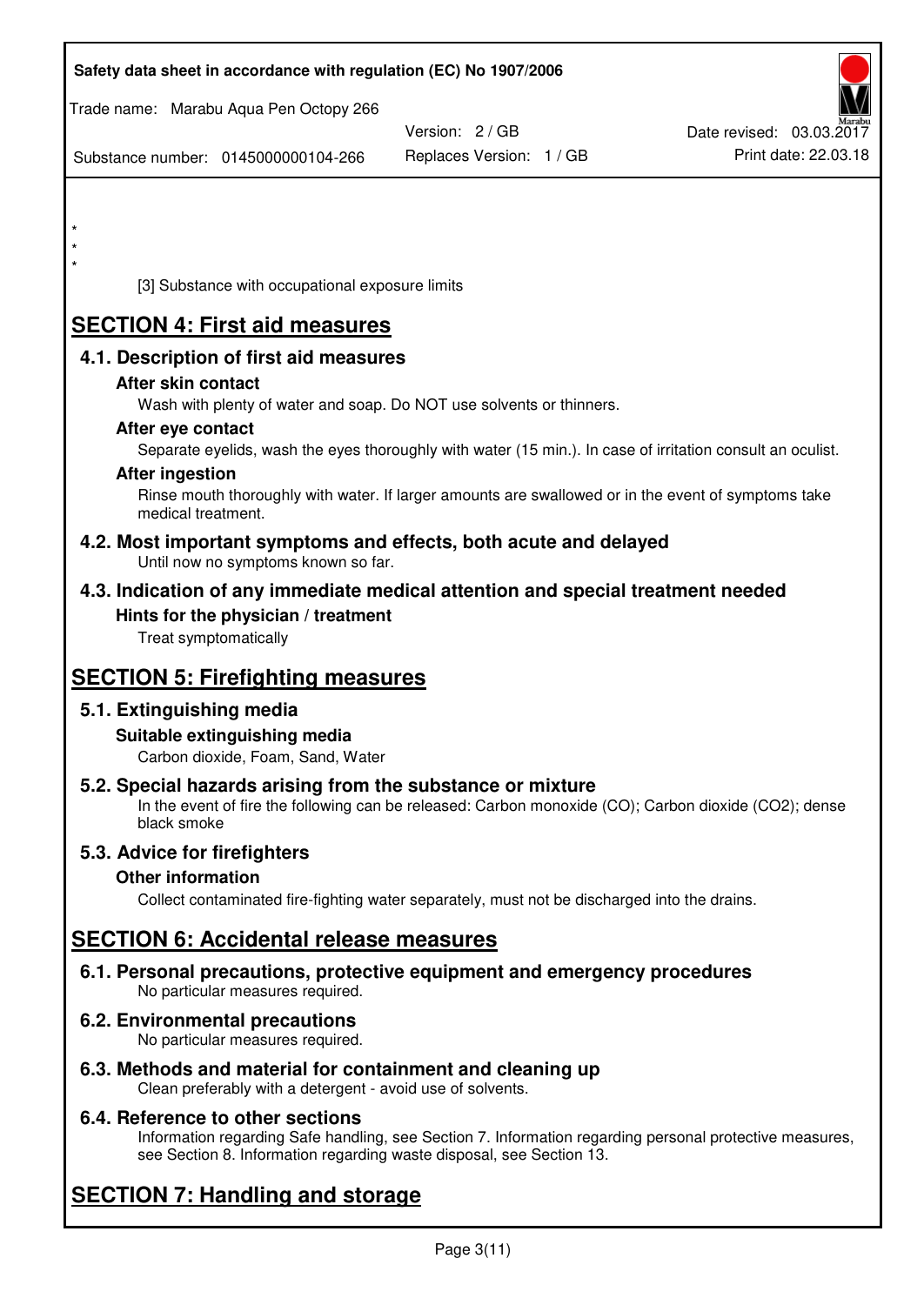*
*
*

[3] Substance with occupational exposure limits

# SECTION 4: First aid measures

## 4.1. Description of first aid measures

### After skin contact

Wash with plenty of water and soap. Do NOT use solvents or thinners.

### After eye contact

Separate eyelids, wash the eyes thoroughly with water (15 min.). In case of irritation consult an oculist.

### After ingestion

Rinse mouth thoroughly with water. If larger amounts are swallowed or in the event of symptoms take medical treatment.

## 4.2. Most important symptoms and effects, both acute and delayed

Until now no symptoms known so far.

## 4.3. Indication of any immediate medical attention and special treatment needed

### Hints for the physician / treatment

Treat symptomatically

# SECTION 5: Firefighting measures

## 5.1. Extinguishing media

### Suitable extinguishing media

Carbon dioxide, Foam, Sand, Water

## 5.2. Special hazards arising from the substance or mixture

In the event of fire the following can be released: Carbon monoxide (CO); Carbon dioxide ($CO_2$); dense black smoke

## 5.3. Advice for firefighters

### Other information

Collect contaminated fire-fighting water separately, must not be discharged into the drains.

# SECTION 6: Accidental release measures

## 6.1. Personal precautions, protective equipment and emergency procedures

No particular measures required.

## 6.2. Environmental precautions

No particular measures required.

## 6.3. Methods and material for containment and cleaning up

Clean preferably with a detergent - avoid use of solvents.

## 6.4. Reference to other sections

Information regarding Safe handling, see Section 7. Information regarding personal protective measures, see Section 8. Information regarding waste disposal, see Section 13.

# SECTION 7: Handling and storage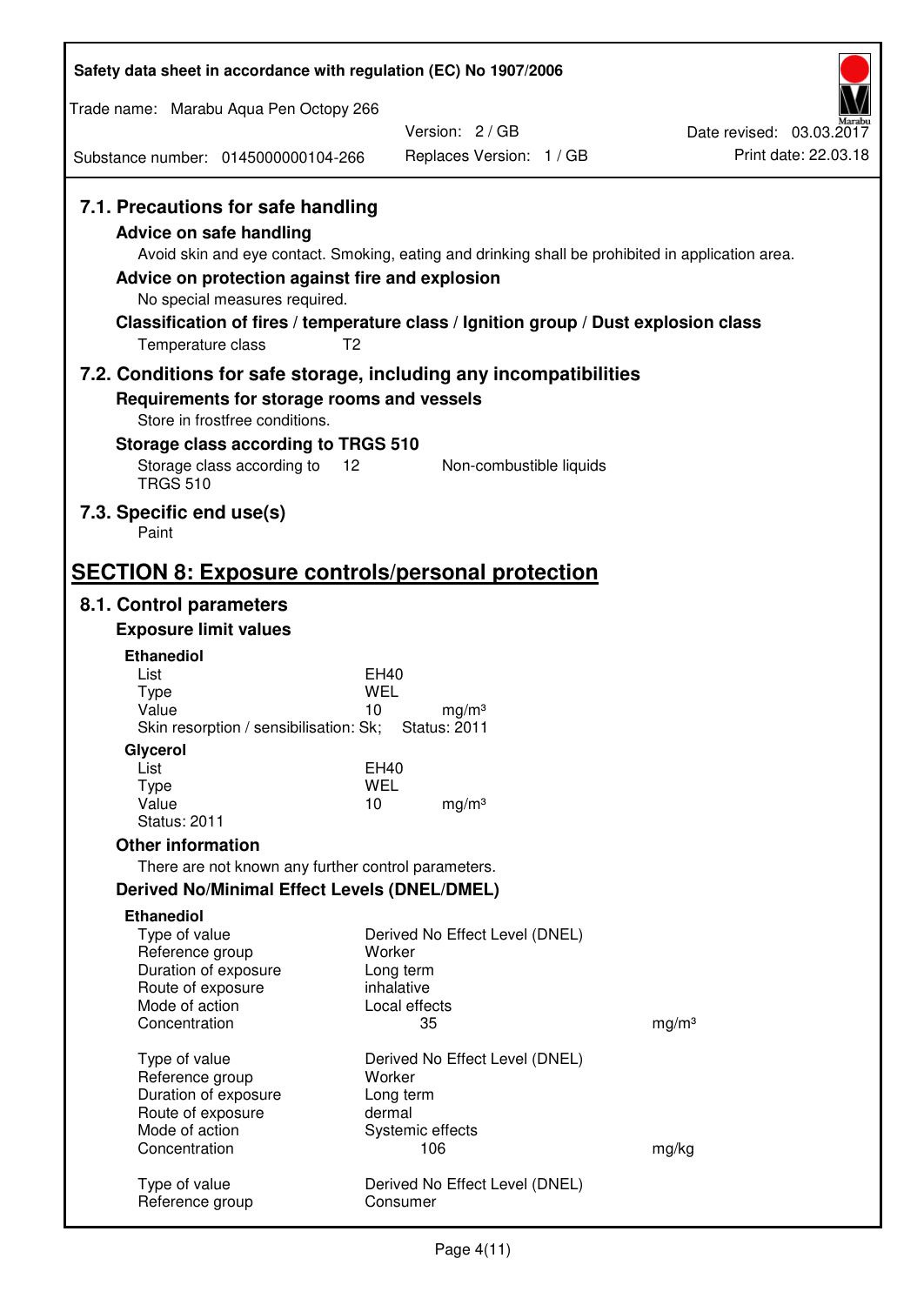### 7.1. Precautions for safe handling

**Advice on safe handling**

Avoid skin and eye contact. Smoking, eating and drinking shall be prohibited in application area.

**Advice on protection against fire and explosion**

No special measures required.

**Classification of fires / temperature class / Ignition group / Dust explosion class**

Temperature class T2

### 7.2. Conditions for safe storage, including any incompatibilities

**Requirements for storage rooms and vessels**

Store in frostfree conditions.

**Storage class according to TRGS 510**

| Storage class according to TRGS 510 | 12 | Non-combustible liquids |
|---|---|---|

### 7.3. Specific end use(s)

Paint

## SECTION 8: Exposure controls/personal protection

### 8.1. Control parameters

**Exposure limit values**

**Ethanediol**

| | | |
|---|---|---|
| List | EH40 | |
| Type | WEL | |
| Value | 10 | mg/m³ |

Skin resorption / sensibilisation: Sk; Status: 2011

**Glycerol**

| | | |
|---|---|---|
| List | EH40 | |
| Type | WEL | |
| Value | 10 | mg/m³ |

Status: 2011

**Other information**

There are not known any further control parameters.

**Derived No/Minimal Effect Levels (DNEL/DMEL)**

**Ethanediol**

| | | |
|---|---|---|
| Type of value | Derived No Effect Level (DNEL) | |
| Reference group | Worker | |
| Duration of exposure | Long term | |
| Route of exposure | inhalative | |
| Mode of action | Local effects | |
| Concentration | 35 | mg/m³ |

| | | |
|---|---|---|
| Type of value | Derived No Effect Level (DNEL) | |
| Reference group | Worker | |
| Duration of exposure | Long term | |
| Route of exposure | dermal | |
| Mode of action | Systemic effects | |
| Concentration | 106 | mg/kg |

| | |
|---|---|
| Type of value | Derived No Effect Level (DNEL) |
| Reference group | Consumer |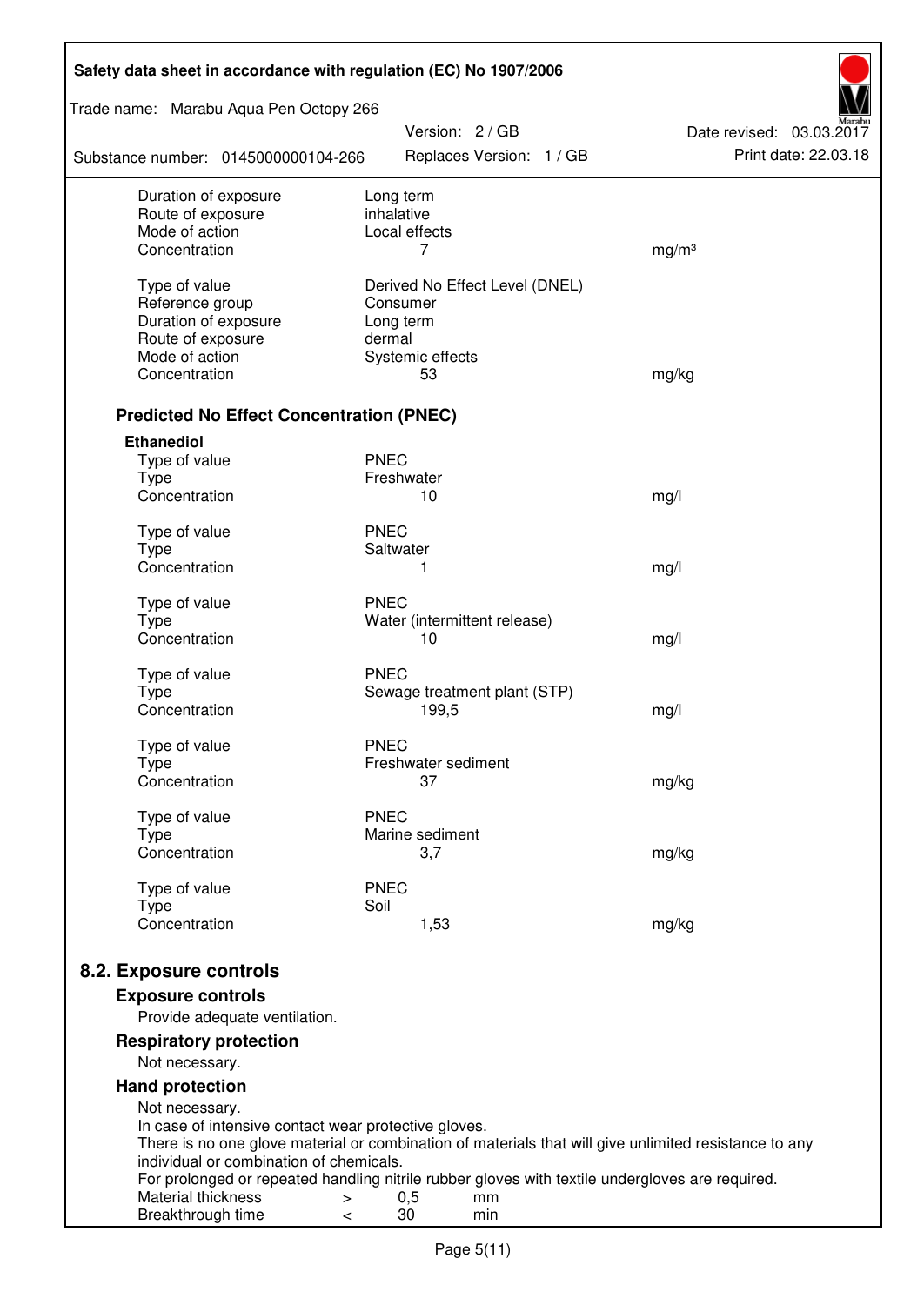| | | |
|---|---|---|
| Duration of exposure | Long term | |
| Route of exposure | inhalative | |
| Mode of action | Local effects | |
| Concentration | 7 | mg/m³ |
| | | |
| Type of value | Derived No Effect Level (DNEL) | |
| Reference group | Consumer | |
| Duration of exposure | Long term | |
| Route of exposure | dermal | |
| Mode of action | Systemic effects | |
| Concentration | 53 | mg/kg |

### Predicted No Effect Concentration (PNEC)

**Ethanediol**

| | | |
|---|---|---|
| Type of value | PNEC | |
| Type | Freshwater | |
| Concentration | 10 | mg/l |
| | | |
| Type of value | PNEC | |
| Type | Saltwater | |
| Concentration | 1 | mg/l |
| | | |
| Type of value | PNEC | |
| Type | Water (intermittent release) | |
| Concentration | 10 | mg/l |
| | | |
| Type of value | PNEC | |
| Type | Sewage treatment plant (STP) | |
| Concentration | 199,5 | mg/l |
| | | |
| Type of value | PNEC | |
| Type | Freshwater sediment | |
| Concentration | 37 | mg/kg |
| | | |
| Type of value | PNEC | |
| Type | Marine sediment | |
| Concentration | 3,7 | mg/kg |
| | | |
| Type of value | PNEC | |
| Type | Soil | |
| Concentration | 1,53 | mg/kg |

## 8.2. Exposure controls

### Exposure controls

Provide adequate ventilation.

### Respiratory protection

Not necessary.

### Hand protection

Not necessary.
In case of intensive contact wear protective gloves.
There is no one glove material or combination of materials that will give unlimited resistance to any individual or combination of chemicals.
For prolonged or repeated handling nitrile rubber gloves with textile undergloves are required.

| | | | |
|---|---|---|---|
| Material thickness | > | 0,5 | mm |
| Breakthrough time | < | 30 | min |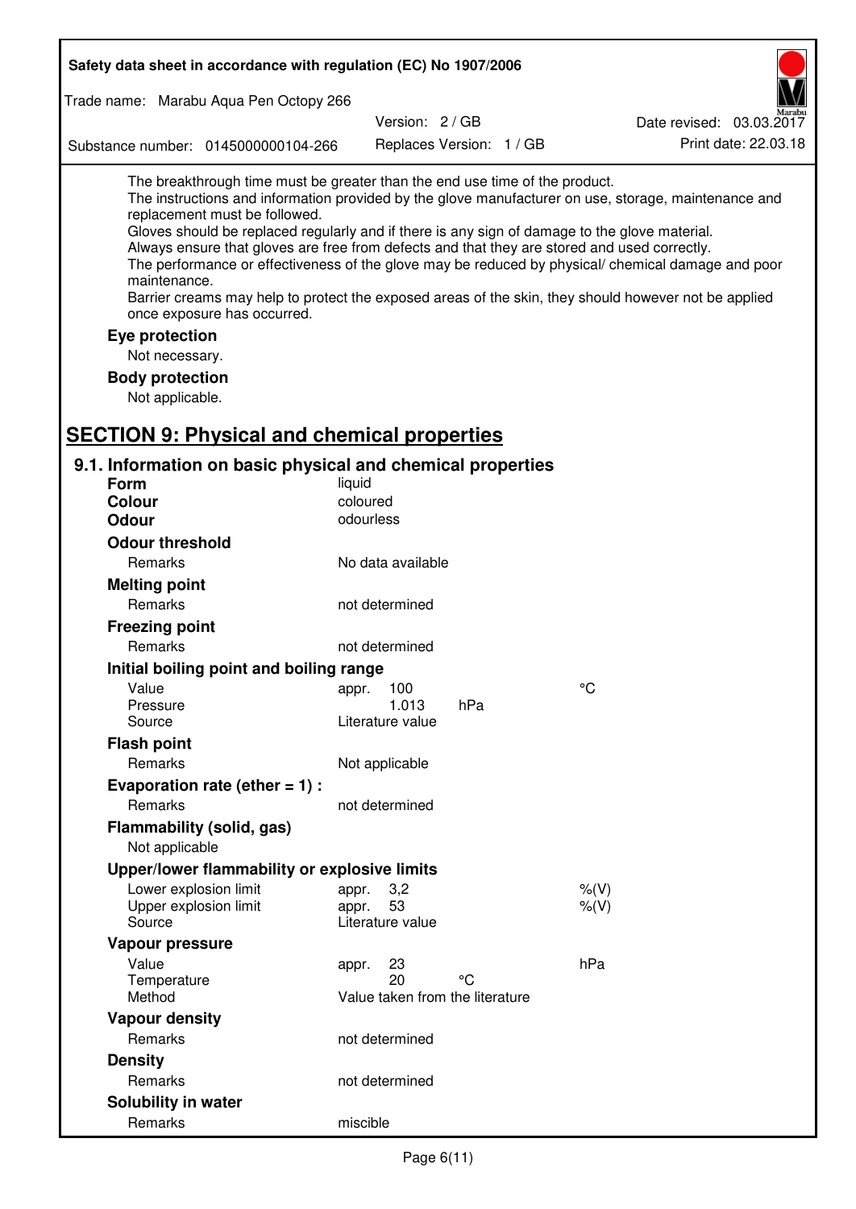The breakthrough time must be greater than the end use time of the product.
The instructions and information provided by the glove manufacturer on use, storage, maintenance and replacement must be followed.
Gloves should be replaced regularly and if there is any sign of damage to the glove material.
Always ensure that gloves are free from defects and that they are stored and used correctly.
The performance or effectiveness of the glove may be reduced by physical/ chemical damage and poor maintenance.
Barrier creams may help to protect the exposed areas of the skin, they should however not be applied once exposure has occurred.

**Eye protection**

Not necessary.

**Body protection**

Not applicable.

# SECTION 9: Physical and chemical properties

## 9.1. Information on basic physical and chemical properties

| | | | |
|---|---|---|---|
| **Form** | liquid | | |
| **Colour** | coloured | | |
| **Odour** | odourless | | |
| **Odour threshold** | | | |
| Remarks | No data available | | |
| **Melting point** | | | |
| Remarks | not determined | | |
| **Freezing point** | | | |
| Remarks | not determined | | |
| **Initial boiling point and boiling range** | | | |
| Value | appr. 100 | | °C |
| Pressure | 1.013 | hPa | |
| Source | Literature value | | |
| **Flash point** | | | |
| Remarks | Not applicable | | |
| **Evaporation rate (ether = 1) :** | | | |
| Remarks | not determined | | |
| **Flammability (solid, gas)** | | | |
| Not applicable | | | |
| **Upper/lower flammability or explosive limits** | | | |
| Lower explosion limit | appr. 3,2 | | %(V) |
| Upper explosion limit | appr. 53 | | %(V) |
| Source | Literature value | | |
| **Vapour pressure** | | | |
| Value | appr. 23 | | hPa |
| Temperature | 20 | °C | |
| Method | Value taken from the literature | | |
| **Vapour density** | | | |
| Remarks | not determined | | |
| **Density** | | | |
| Remarks | not determined | | |
| **Solubility in water** | | | |
| Remarks | miscible | | |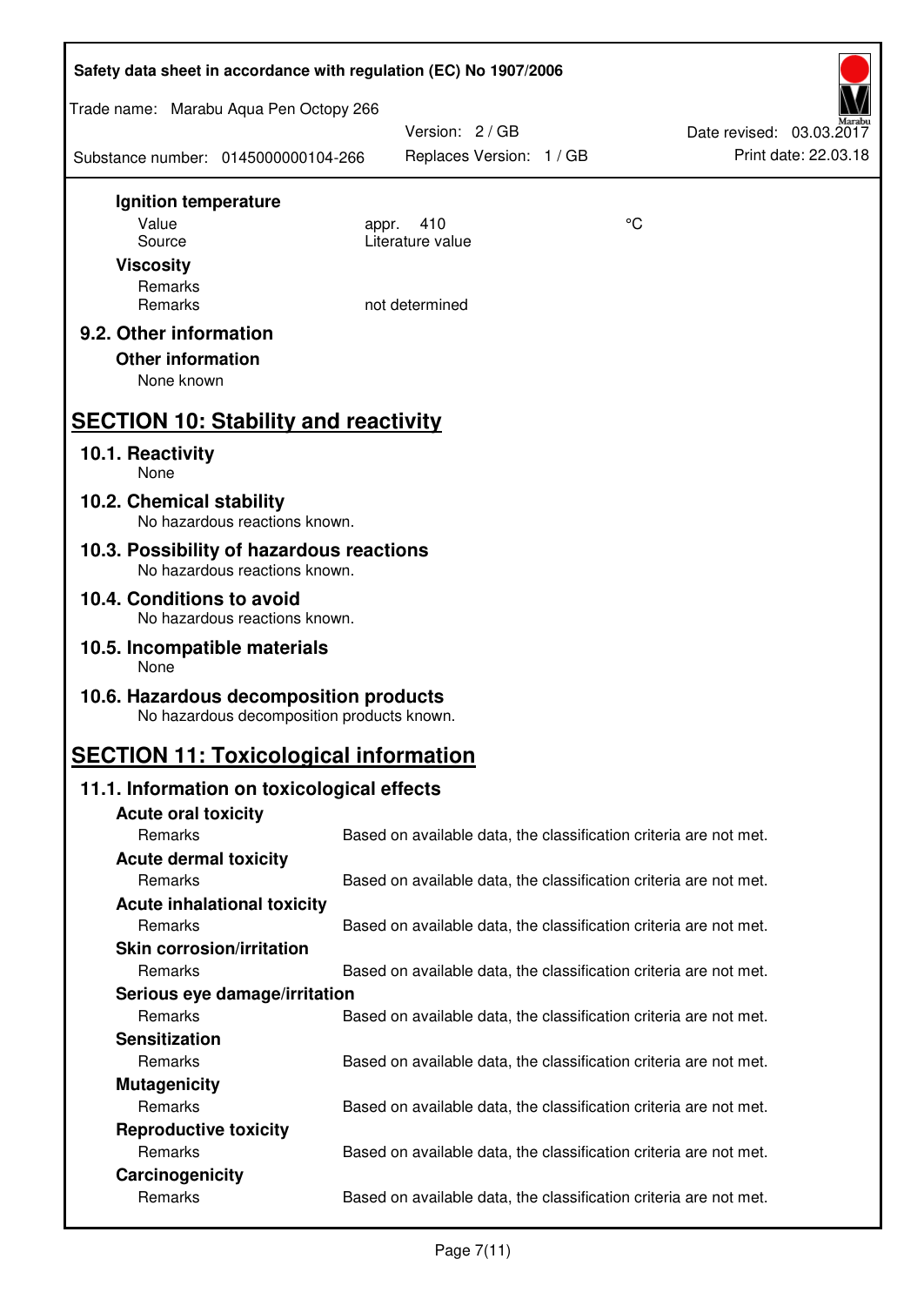**Ignition temperature**

| | | |
|---|---|---|
| Value | appr. 410 | °C |
| Source | Literature value | |

**Viscosity**

| | |
|---|---|
| Remarks | |
| Remarks | not determined |

### 9.2. Other information

**Other information**

None known

## SECTION 10: Stability and reactivity

### 10.1. Reactivity

None

### 10.2. Chemical stability

No hazardous reactions known.

### 10.3. Possibility of hazardous reactions

No hazardous reactions known.

### 10.4. Conditions to avoid

No hazardous reactions known.

### 10.5. Incompatible materials

None

### 10.6. Hazardous decomposition products

No hazardous decomposition products known.

## SECTION 11: Toxicological information

### 11.1. Information on toxicological effects

**Acute oral toxicity**

Remarks: Based on available data, the classification criteria are not met.

**Acute dermal toxicity**

Remarks: Based on available data, the classification criteria are not met.

**Acute inhalational toxicity**

Remarks: Based on available data, the classification criteria are not met.

**Skin corrosion/irritation**

Remarks: Based on available data, the classification criteria are not met.

**Serious eye damage/irritation**

Remarks: Based on available data, the classification criteria are not met.

**Sensitization**

Remarks: Based on available data, the classification criteria are not met.

**Mutagenicity**

Remarks: Based on available data, the classification criteria are not met.

**Reproductive toxicity**

Remarks: Based on available data, the classification criteria are not met.

**Carcinogenicity**

Remarks: Based on available data, the classification criteria are not met.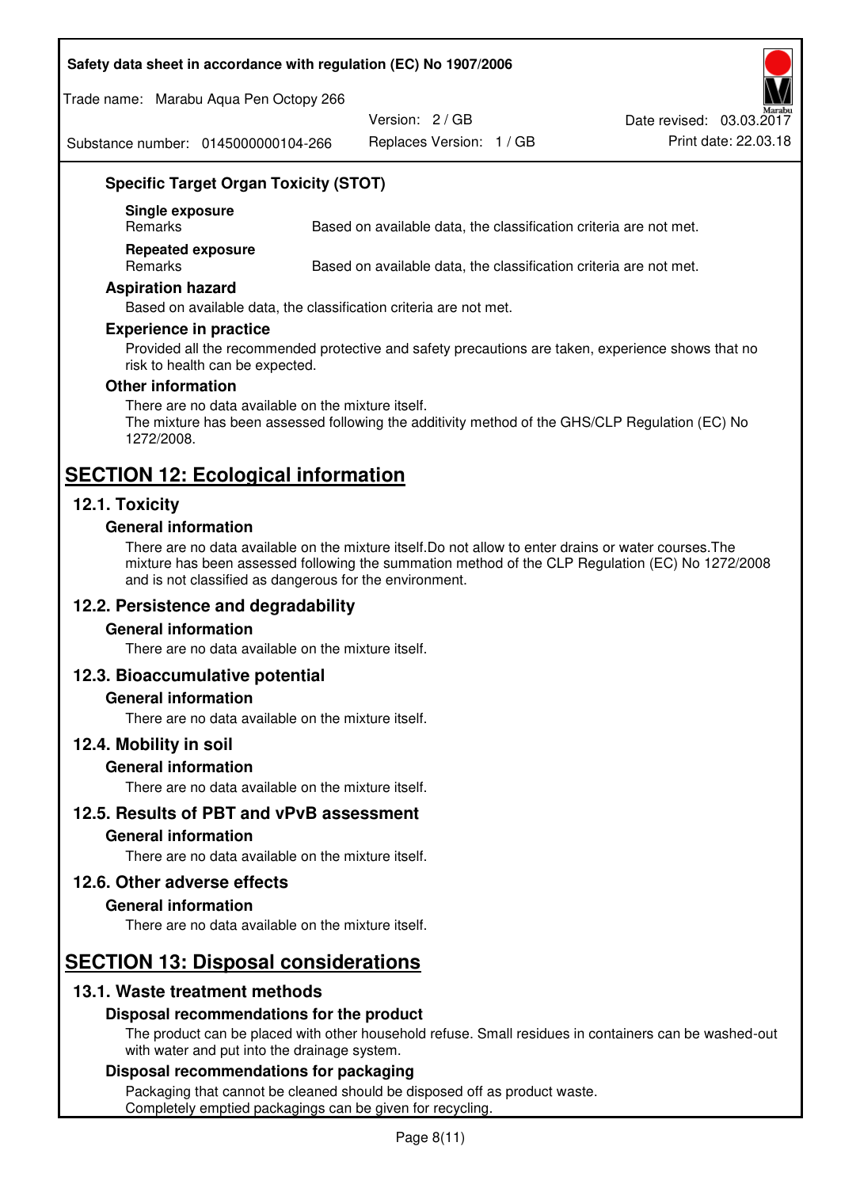### Specific Target Organ Toxicity (STOT)

**Single exposure**

| Remarks | Based on available data, the classification criteria are not met. |
| --- | --- |

**Repeated exposure**

| Remarks | Based on available data, the classification criteria are not met. |
| --- | --- |

### Aspiration hazard

Based on available data, the classification criteria are not met.

### Experience in practice

Provided all the recommended protective and safety precautions are taken, experience shows that no risk to health can be expected.

### Other information

There are no data available on the mixture itself.
The mixture has been assessed following the additivity method of the GHS/CLP Regulation (EC) No 1272/2008.

# SECTION 12: Ecological information

## 12.1. Toxicity

### General information

There are no data available on the mixture itself.Do not allow to enter drains or water courses.The mixture has been assessed following the summation method of the CLP Regulation (EC) No 1272/2008 and is not classified as dangerous for the environment.

## 12.2. Persistence and degradability

### General information

There are no data available on the mixture itself.

## 12.3. Bioaccumulative potential

### General information

There are no data available on the mixture itself.

## 12.4. Mobility in soil

### General information

There are no data available on the mixture itself.

## 12.5. Results of PBT and vPvB assessment

### General information

There are no data available on the mixture itself.

## 12.6. Other adverse effects

### General information

There are no data available on the mixture itself.

# SECTION 13: Disposal considerations

## 13.1. Waste treatment methods

### Disposal recommendations for the product

The product can be placed with other household refuse. Small residues in containers can be washed-out with water and put into the drainage system.

### Disposal recommendations for packaging

Packaging that cannot be cleaned should be disposed off as product waste.
Completely emptied packagings can be given for recycling.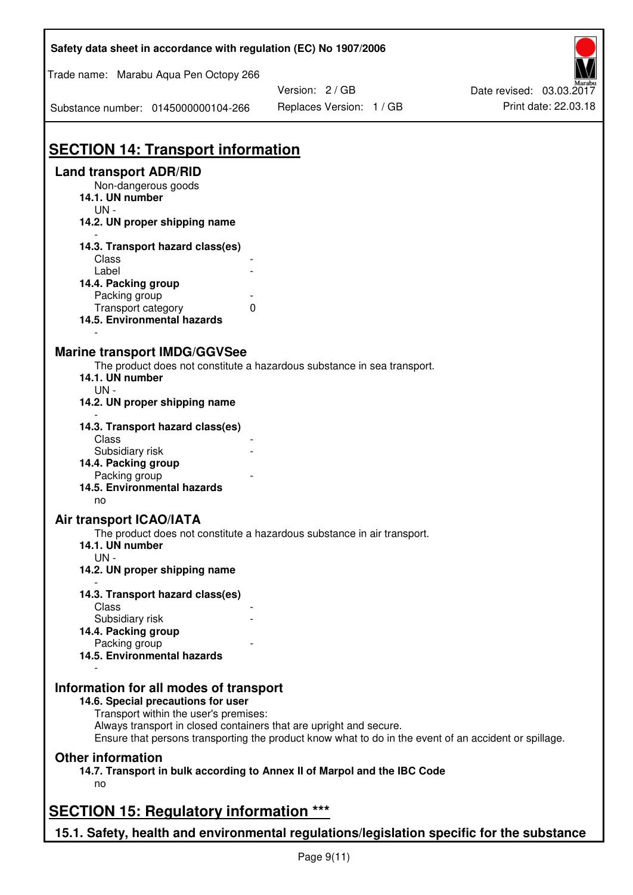# SECTION 14: Transport information

## Land transport ADR/RID

Non-dangerous goods

**14.1. UN number**

UN -

**14.2. UN proper shipping name**

-

**14.3. Transport hazard class(es)**

Class -

Label -

**14.4. Packing group**

Packing group -

Transport category 0

**14.5. Environmental hazards**

-

## Marine transport IMDG/GGVSee

The product does not constitute a hazardous substance in sea transport.

**14.1. UN number**

UN -

**14.2. UN proper shipping name**

-

**14.3. Transport hazard class(es)**

Class -

Subsidiary risk -

**14.4. Packing group**

Packing group -

**14.5. Environmental hazards**

no

## Air transport ICAO/IATA

The product does not constitute a hazardous substance in air transport.

**14.1. UN number**

UN -

**14.2. UN proper shipping name**

-

**14.3. Transport hazard class(es)**

Class -

Subsidiary risk -

**14.4. Packing group**

Packing group -

**14.5. Environmental hazards**

-

## Information for all modes of transport

**14.6. Special precautions for user**

Transport within the user's premises:
Always transport in closed containers that are upright and secure.
Ensure that persons transporting the product know what to do in the event of an accident or spillage.

## Other information

**14.7. Transport in bulk according to Annex II of Marpol and the IBC Code**

no

# SECTION 15: Regulatory information ***

## 15.1. Safety, health and environmental regulations/legislation specific for the substance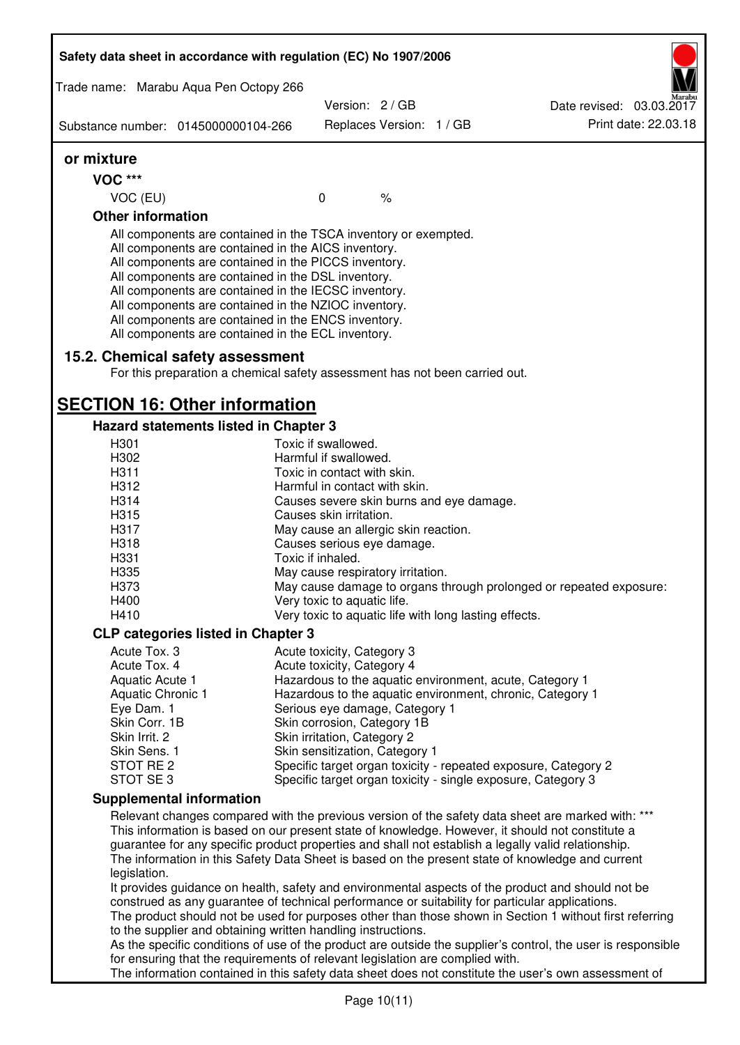**or mixture**

### VOC ***

| VOC (EU) | 0 | % |
| --- | --- | --- |

### Other information

All components are contained in the TSCA inventory or exempted.
All components are contained in the AICS inventory.
All components are contained in the PICCS inventory.
All components are contained in the DSL inventory.
All components are contained in the IECSC inventory.
All components are contained in the NZIOC inventory.
All components are contained in the ENCS inventory.
All components are contained in the ECL inventory.

## 15.2. Chemical safety assessment

For this preparation a chemical safety assessment has not been carried out.

# SECTION 16: Other information

### Hazard statements listed in Chapter 3

| | |
| --- | --- |
| H301 | Toxic if swallowed. |
| H302 | Harmful if swallowed. |
| H311 | Toxic in contact with skin. |
| H312 | Harmful in contact with skin. |
| H314 | Causes severe skin burns and eye damage. |
| H315 | Causes skin irritation. |
| H317 | May cause an allergic skin reaction. |
| H318 | Causes serious eye damage. |
| H331 | Toxic if inhaled. |
| H335 | May cause respiratory irritation. |
| H373 | May cause damage to organs through prolonged or repeated exposure: |
| H400 | Very toxic to aquatic life. |
| H410 | Very toxic to aquatic life with long lasting effects. |

### CLP categories listed in Chapter 3

| | |
| --- | --- |
| Acute Tox. 3 | Acute toxicity, Category 3 |
| Acute Tox. 4 | Acute toxicity, Category 4 |
| Aquatic Acute 1 | Hazardous to the aquatic environment, acute, Category 1 |
| Aquatic Chronic 1 | Hazardous to the aquatic environment, chronic, Category 1 |
| Eye Dam. 1 | Serious eye damage, Category 1 |
| Skin Corr. 1B | Skin corrosion, Category 1B |
| Skin Irrit. 2 | Skin irritation, Category 2 |
| Skin Sens. 1 | Skin sensitization, Category 1 |
| STOT RE 2 | Specific target organ toxicity - repeated exposure, Category 2 |
| STOT SE 3 | Specific target organ toxicity - single exposure, Category 3 |

### Supplemental information

Relevant changes compared with the previous version of the safety data sheet are marked with: ***
This information is based on our present state of knowledge. However, it should not constitute a guarantee for any specific product properties and shall not establish a legally valid relationship.
The information in this Safety Data Sheet is based on the present state of knowledge and current legislation.
It provides guidance on health, safety and environmental aspects of the product and should not be construed as any guarantee of technical performance or suitability for particular applications.
The product should not be used for purposes other than those shown in Section 1 without first referring to the supplier and obtaining written handling instructions.
As the specific conditions of use of the product are outside the supplier's control, the user is responsible for ensuring that the requirements of relevant legislation are complied with.
The information contained in this safety data sheet does not constitute the user's own assessment of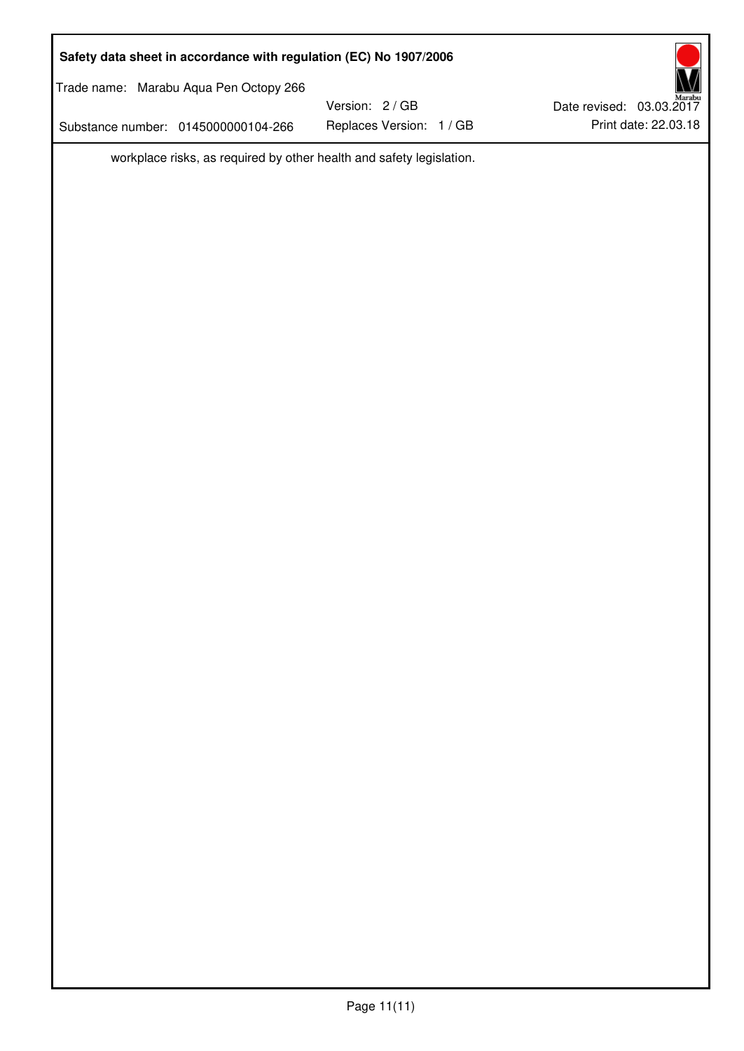workplace risks, as required by other health and safety legislation.